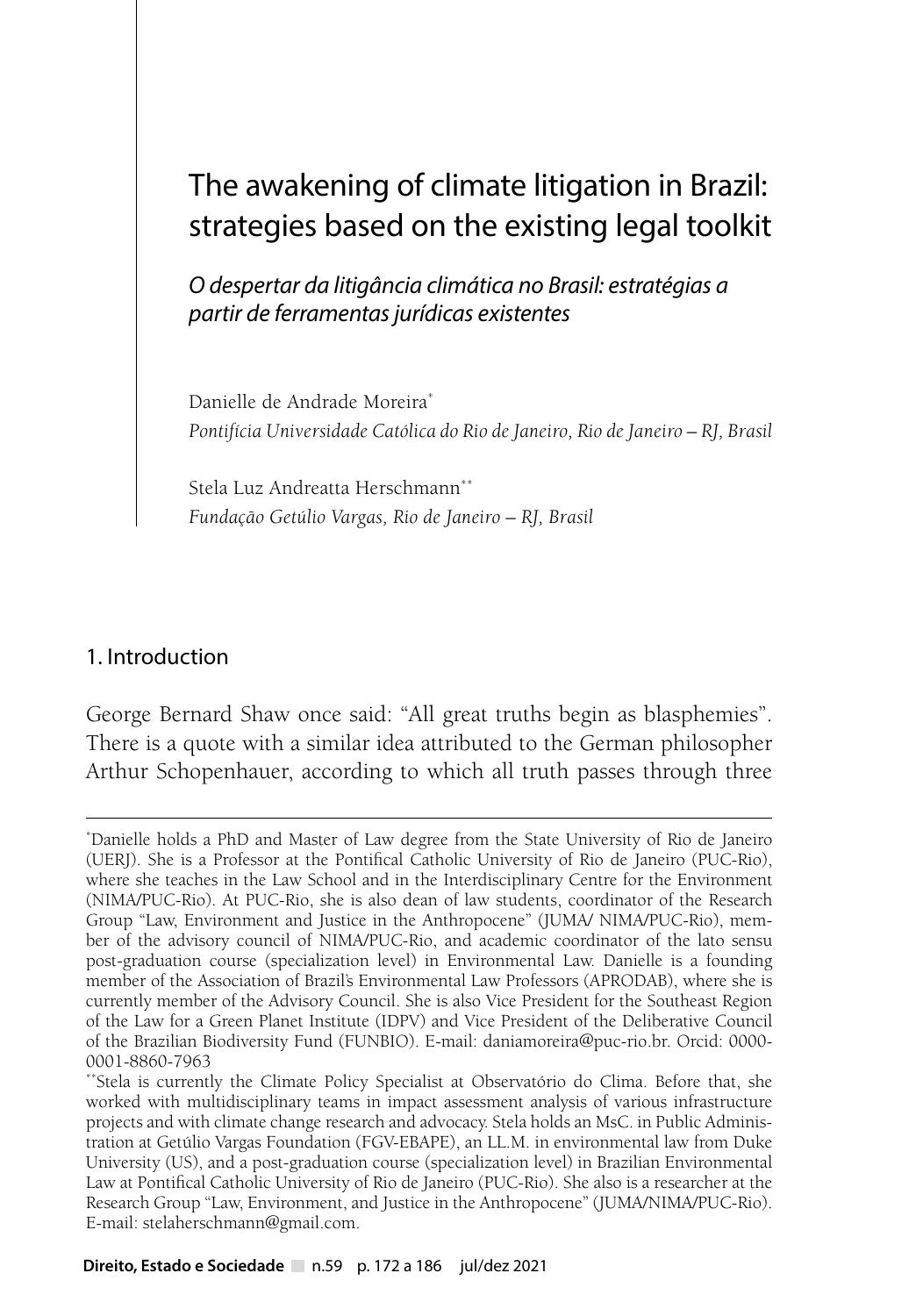# The awakening of climate litigation in Brazil: strategies based on the existing legal toolkit

*O despertar da litigância climática no Brasil: estratégias a partir de ferramentas jurídicas existentes*

Danielle de Andrade Moreira*
*Pontifícia Universidade Católica do Rio de Janeiro, Rio de Janeiro – RJ, Brasil*

Stela Luz Andreatta Herschmann**
*Fundação Getúlio Vargas, Rio de Janeiro – RJ, Brasil*

## 1. Introduction

George Bernard Shaw once said: "All great truths begin as blasphemies". There is a quote with a similar idea attributed to the German philosopher Arthur Schopenhauer, according to which all truth passes through three

---

*Danielle holds a PhD and Master of Law degree from the State University of Rio de Janeiro (UERJ). She is a Professor at the Pontifical Catholic University of Rio de Janeiro (PUC-Rio), where she teaches in the Law School and in the Interdisciplinary Centre for the Environment (NIMA/PUC-Rio). At PUC-Rio, she is also dean of law students, coordinator of the Research Group "Law, Environment and Justice in the Anthropocene" (JUMA/ NIMA/PUC-Rio), member of the advisory council of NIMA/PUC-Rio, and academic coordinator of the lato sensu post-graduation course (specialization level) in Environmental Law. Danielle is a founding member of the Association of Brazil's Environmental Law Professors (APRODAB), where she is currently member of the Advisory Council. She is also Vice President for the Southeast Region of the Law for a Green Planet Institute (IDPV) and Vice President of the Deliberative Council of the Brazilian Biodiversity Fund (FUNBIO). E-mail: daniamoreira@puc-rio.br. Orcid: 0000-0001-8860-7963

**Stela is currently the Climate Policy Specialist at Observatório do Clima. Before that, she worked with multidisciplinary teams in impact assessment analysis of various infrastructure projects and with climate change research and advocacy. Stela holds an MsC. in Public Administration at Getúlio Vargas Foundation (FGV-EBAPE), an LL.M. in environmental law from Duke University (US), and a post-graduation course (specialization level) in Brazilian Environmental Law at Pontifical Catholic University of Rio de Janeiro (PUC-Rio). She also is a researcher at the Research Group "Law, Environment, and Justice in the Anthropocene" (JUMA/NIMA/PUC-Rio). E-mail: stelaherschmann@gmail.com.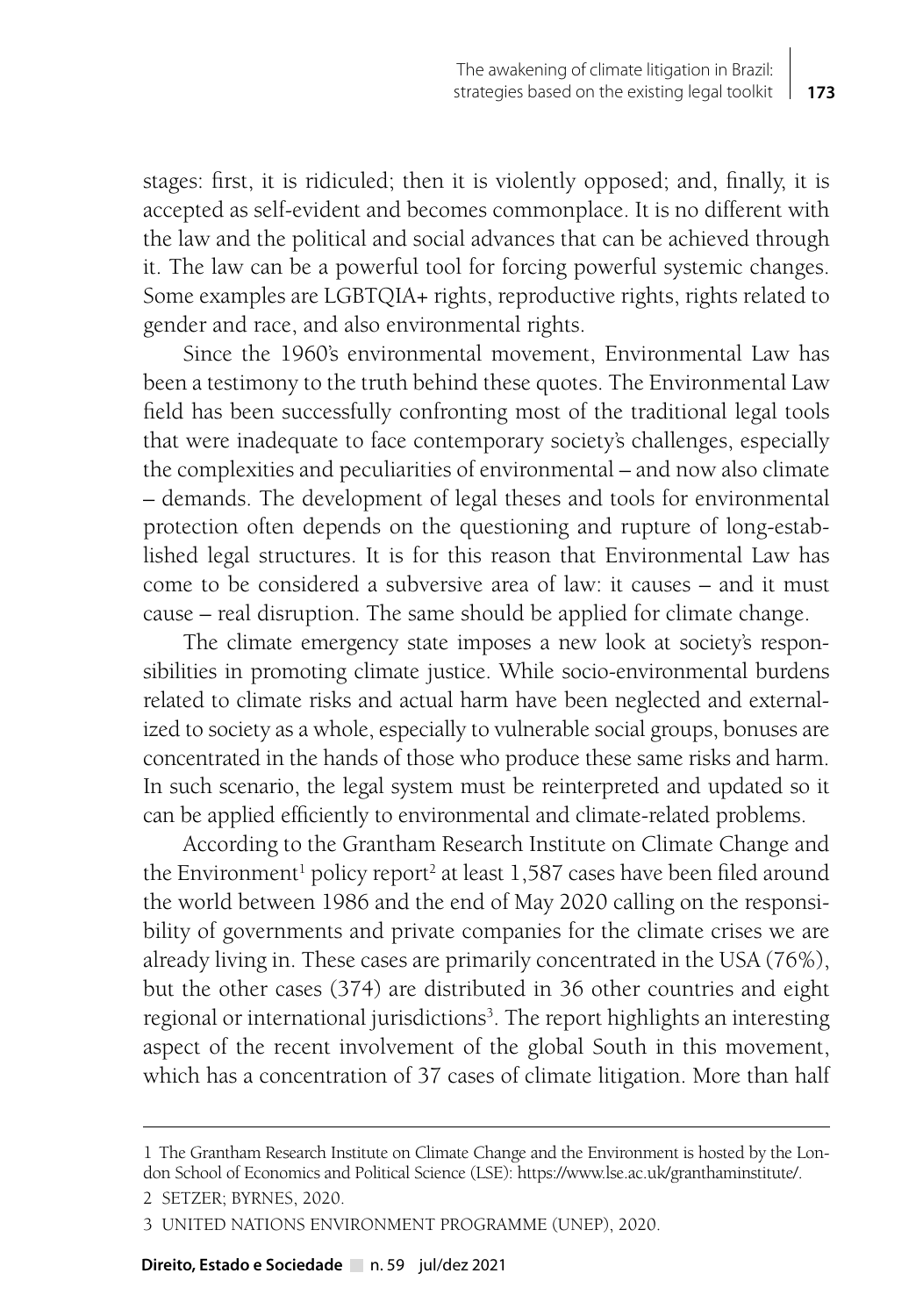stages: first, it is ridiculed; then it is violently opposed; and, finally, it is accepted as self-evident and becomes commonplace. It is no different with the law and the political and social advances that can be achieved through it. The law can be a powerful tool for forcing powerful systemic changes. Some examples are LGBTQIA+ rights, reproductive rights, rights related to gender and race, and also environmental rights.

Since the 1960's environmental movement, Environmental Law has been a testimony to the truth behind these quotes. The Environmental Law field has been successfully confronting most of the traditional legal tools that were inadequate to face contemporary society's challenges, especially the complexities and peculiarities of environmental – and now also climate – demands. The development of legal theses and tools for environmental protection often depends on the questioning and rupture of long-established legal structures. It is for this reason that Environmental Law has come to be considered a subversive area of law: it causes – and it must cause – real disruption. The same should be applied for climate change.

The climate emergency state imposes a new look at society's responsibilities in promoting climate justice. While socio-environmental burdens related to climate risks and actual harm have been neglected and externalized to society as a whole, especially to vulnerable social groups, bonuses are concentrated in the hands of those who produce these same risks and harm. In such scenario, the legal system must be reinterpreted and updated so it can be applied efficiently to environmental and climate-related problems.

According to the Grantham Research Institute on Climate Change and the Environment[1] policy report[2] at least 1,587 cases have been filed around the world between 1986 and the end of May 2020 calling on the responsibility of governments and private companies for the climate crises we are already living in. These cases are primarily concentrated in the USA (76%), but the other cases (374) are distributed in 36 other countries and eight regional or international jurisdictions[3]. The report highlights an interesting aspect of the recent involvement of the global South in this movement, which has a concentration of 37 cases of climate litigation. More than half

---

1 The Grantham Research Institute on Climate Change and the Environment is hosted by the London School of Economics and Political Science (LSE): https://www.lse.ac.uk/granthaminstitute/.

2 SETZER; BYRNES, 2020.

3 UNITED NATIONS ENVIRONMENT PROGRAMME (UNEP), 2020.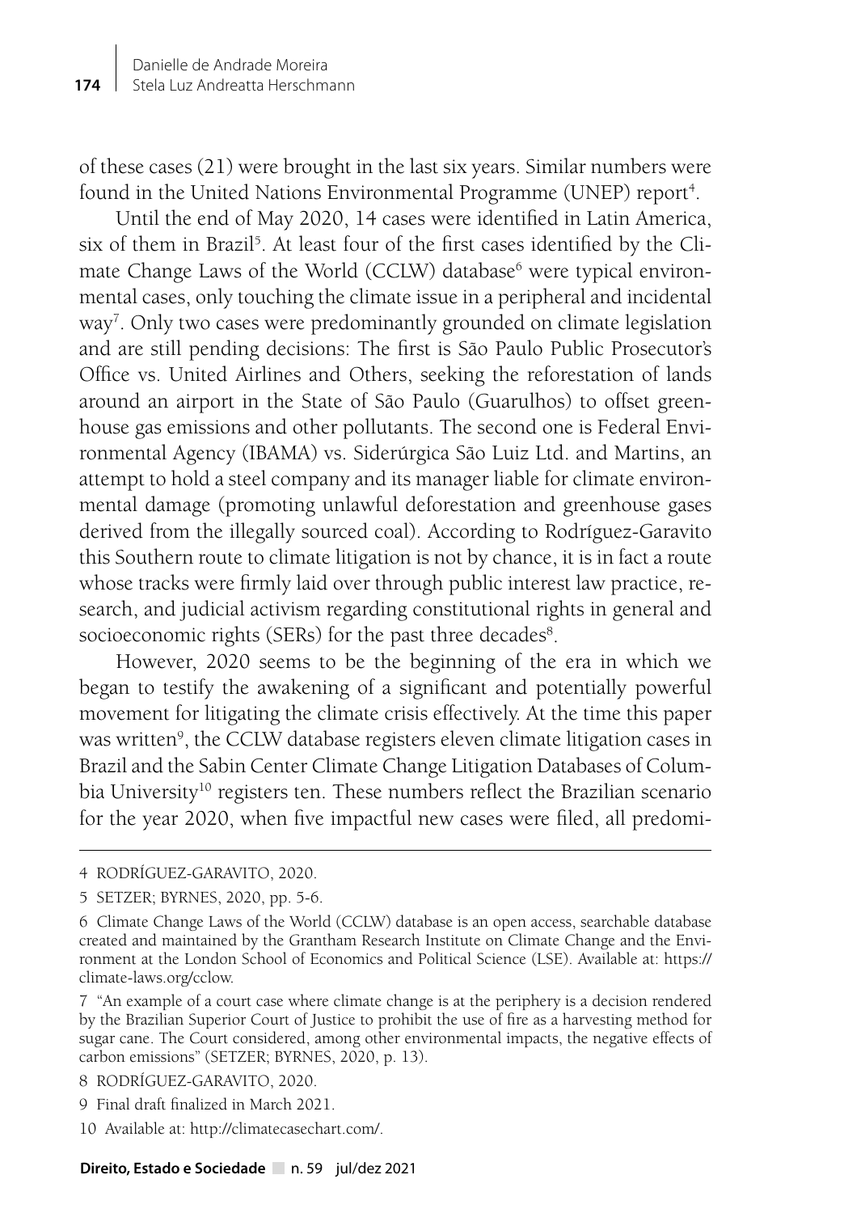of these cases (21) were brought in the last six years. Similar numbers were found in the United Nations Environmental Programme (UNEP) report[4].

Until the end of May 2020, 14 cases were identified in Latin America, six of them in Brazil[5]. At least four of the first cases identified by the Climate Change Laws of the World (CCLW) database[6] were typical environmental cases, only touching the climate issue in a peripheral and incidental way[7]. Only two cases were predominantly grounded on climate legislation and are still pending decisions: The first is São Paulo Public Prosecutor's Office vs. United Airlines and Others, seeking the reforestation of lands around an airport in the State of São Paulo (Guarulhos) to offset greenhouse gas emissions and other pollutants. The second one is Federal Environmental Agency (IBAMA) vs. Siderúrgica São Luiz Ltd. and Martins, an attempt to hold a steel company and its manager liable for climate environmental damage (promoting unlawful deforestation and greenhouse gases derived from the illegally sourced coal). According to Rodríguez-Garavito this Southern route to climate litigation is not by chance, it is in fact a route whose tracks were firmly laid over through public interest law practice, research, and judicial activism regarding constitutional rights in general and socioeconomic rights (SERs) for the past three decades[8].

However, 2020 seems to be the beginning of the era in which we began to testify the awakening of a significant and potentially powerful movement for litigating the climate crisis effectively. At the time this paper was written[9], the CCLW database registers eleven climate litigation cases in Brazil and the Sabin Center Climate Change Litigation Databases of Columbia University[10] registers ten. These numbers reflect the Brazilian scenario for the year 2020, when five impactful new cases were filed, all predomi-

---

4 RODRÍGUEZ-GARAVITO, 2020.

5 SETZER; BYRNES, 2020, pp. 5-6.

6 Climate Change Laws of the World (CCLW) database is an open access, searchable database created and maintained by the Grantham Research Institute on Climate Change and the Environment at the London School of Economics and Political Science (LSE). Available at: https://climate-laws.org/cclow.

7 "An example of a court case where climate change is at the periphery is a decision rendered by the Brazilian Superior Court of Justice to prohibit the use of fire as a harvesting method for sugar cane. The Court considered, among other environmental impacts, the negative effects of carbon emissions" (SETZER; BYRNES, 2020, p. 13).

8 RODRÍGUEZ-GARAVITO, 2020.

9 Final draft finalized in March 2021.

10 Available at: http://climatecasechart.com/.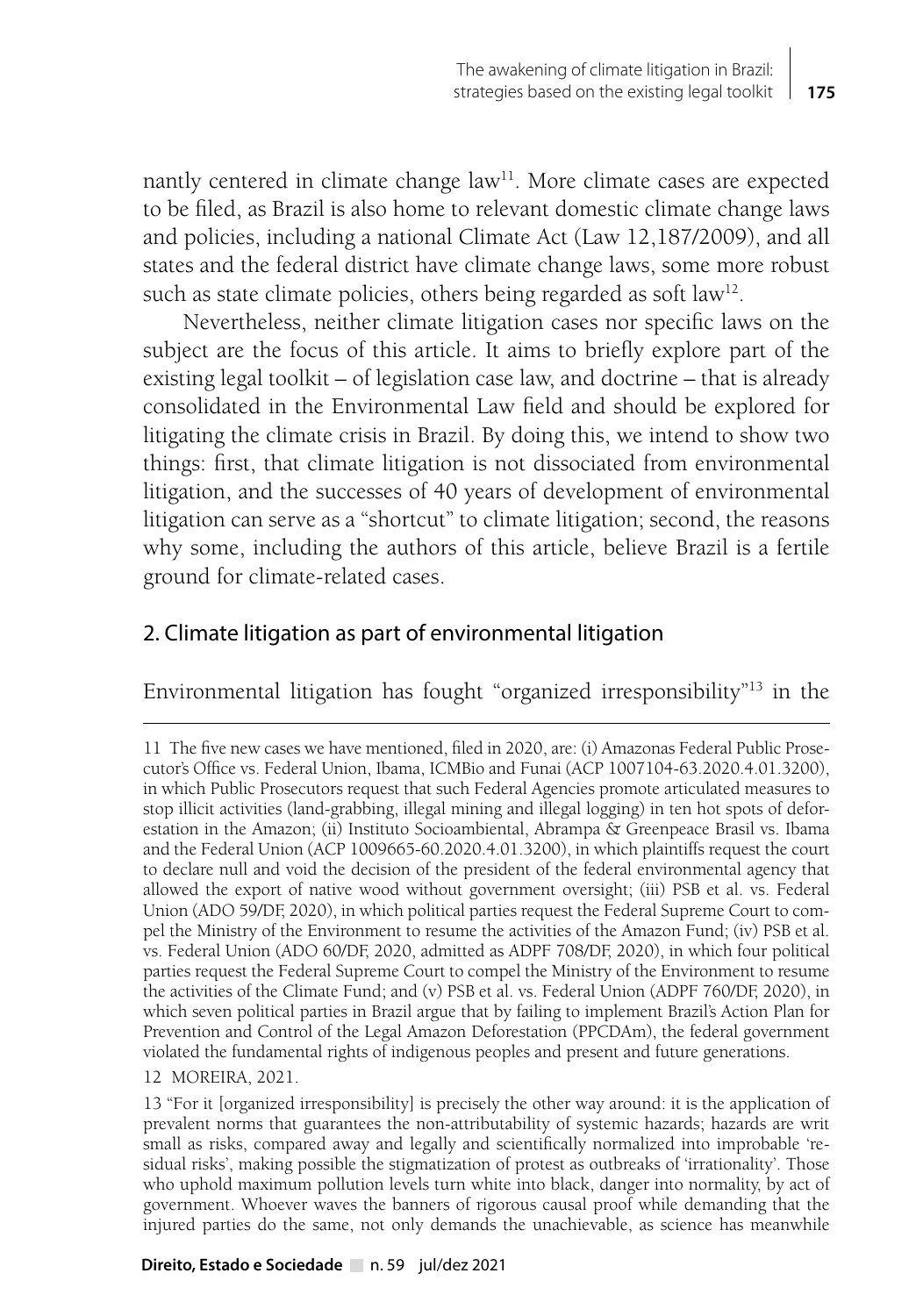nantly centered in climate change law[11]. More climate cases are expected to be filed, as Brazil is also home to relevant domestic climate change laws and policies, including a national Climate Act (Law 12,187/2009), and all states and the federal district have climate change laws, some more robust such as state climate policies, others being regarded as soft law[12].

Nevertheless, neither climate litigation cases nor specific laws on the subject are the focus of this article. It aims to briefly explore part of the existing legal toolkit – of legislation case law, and doctrine – that is already consolidated in the Environmental Law field and should be explored for litigating the climate crisis in Brazil. By doing this, we intend to show two things: first, that climate litigation is not dissociated from environmental litigation, and the successes of 40 years of development of environmental litigation can serve as a "shortcut" to climate litigation; second, the reasons why some, including the authors of this article, believe Brazil is a fertile ground for climate-related cases.

## 2. Climate litigation as part of environmental litigation

Environmental litigation has fought "organized irresponsibility"[13] in the

---

11 The five new cases we have mentioned, filed in 2020, are: (i) Amazonas Federal Public Prosecutor's Office vs. Federal Union, Ibama, ICMBio and Funai (ACP 1007104-63.2020.4.01.3200), in which Public Prosecutors request that such Federal Agencies promote articulated measures to stop illicit activities (land-grabbing, illegal mining and illegal logging) in ten hot spots of deforestation in the Amazon; (ii) Instituto Socioambiental, Abrampa & Greenpeace Brasil vs. Ibama and the Federal Union (ACP 1009665-60.2020.4.01.3200), in which plaintiffs request the court to declare null and void the decision of the president of the federal environmental agency that allowed the export of native wood without government oversight; (iii) PSB et al. vs. Federal Union (ADO 59/DF, 2020), in which political parties request the Federal Supreme Court to compel the Ministry of the Environment to resume the activities of the Amazon Fund; (iv) PSB et al. vs. Federal Union (ADO 60/DF, 2020, admitted as ADPF 708/DF, 2020), in which four political parties request the Federal Supreme Court to compel the Ministry of the Environment to resume the activities of the Climate Fund; and (v) PSB et al. vs. Federal Union (ADPF 760/DF, 2020), in which seven political parties in Brazil argue that by failing to implement Brazil's Action Plan for Prevention and Control of the Legal Amazon Deforestation (PPCDAm), the federal government violated the fundamental rights of indigenous peoples and present and future generations.

12 MOREIRA, 2021.

13 "For it [organized irresponsibility] is precisely the other way around: it is the application of prevalent norms that guarantees the non-attributability of systemic hazards; hazards are writ small as risks, compared away and legally and scientifically normalized into improbable 'residual risks', making possible the stigmatization of protest as outbreaks of 'irrationality'. Those who uphold maximum pollution levels turn white into black, danger into normality, by act of government. Whoever waves the banners of rigorous causal proof while demanding that the injured parties do the same, not only demands the unachievable, as science has meanwhile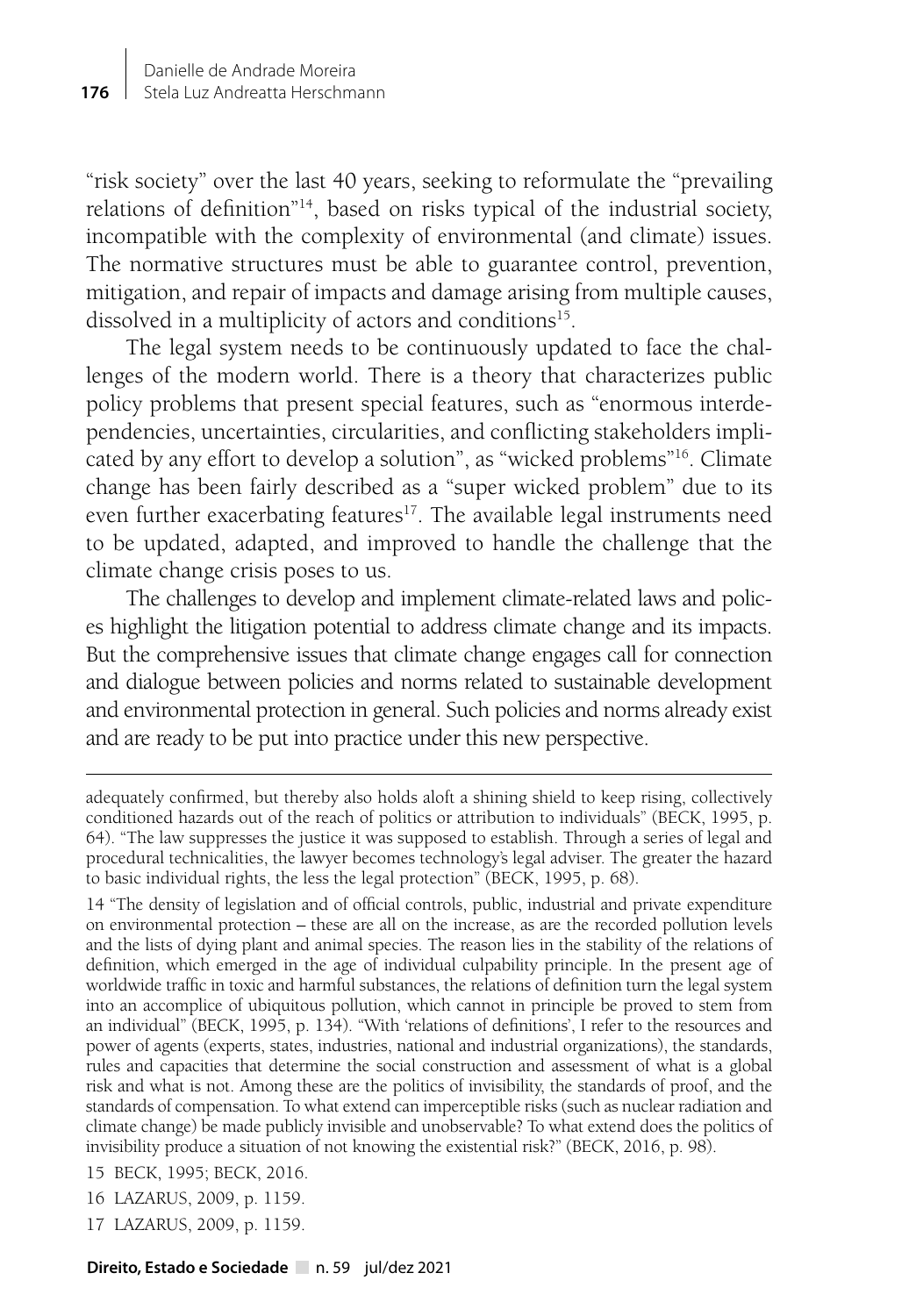"risk society" over the last 40 years, seeking to reformulate the "prevailing relations of definition"[14], based on risks typical of the industrial society, incompatible with the complexity of environmental (and climate) issues. The normative structures must be able to guarantee control, prevention, mitigation, and repair of impacts and damage arising from multiple causes, dissolved in a multiplicity of actors and conditions[15].

The legal system needs to be continuously updated to face the challenges of the modern world. There is a theory that characterizes public policy problems that present special features, such as "enormous interdependencies, uncertainties, circularities, and conflicting stakeholders implicated by any effort to develop a solution", as "wicked problems"[16]. Climate change has been fairly described as a "super wicked problem" due to its even further exacerbating features[17]. The available legal instruments need to be updated, adapted, and improved to handle the challenge that the climate change crisis poses to us.

The challenges to develop and implement climate-related laws and policies highlight the litigation potential to address climate change and its impacts. But the comprehensive issues that climate change engages call for connection and dialogue between policies and norms related to sustainable development and environmental protection in general. Such policies and norms already exist and are ready to be put into practice under this new perspective.

---

adequately confirmed, but thereby also holds aloft a shining shield to keep rising, collectively conditioned hazards out of the reach of politics or attribution to individuals" (BECK, 1995, p. 64). "The law suppresses the justice it was supposed to establish. Through a series of legal and procedural technicalities, the lawyer becomes technology's legal adviser. The greater the hazard to basic individual rights, the less the legal protection" (BECK, 1995, p. 68).

14 "The density of legislation and of official controls, public, industrial and private expenditure on environmental protection – these are all on the increase, as are the recorded pollution levels and the lists of dying plant and animal species. The reason lies in the stability of the relations of definition, which emerged in the age of individual culpability principle. In the present age of worldwide traffic in toxic and harmful substances, the relations of definition turn the legal system into an accomplice of ubiquitous pollution, which cannot in principle be proved to stem from an individual" (BECK, 1995, p. 134). "With 'relations of definitions', I refer to the resources and power of agents (experts, states, industries, national and industrial organizations), the standards, rules and capacities that determine the social construction and assessment of what is a global risk and what is not. Among these are the politics of invisibility, the standards of proof, and the standards of compensation. To what extend can imperceptible risks (such as nuclear radiation and climate change) be made publicly invisible and unobservable? To what extend does the politics of invisibility produce a situation of not knowing the existential risk?" (BECK, 2016, p. 98).

15 BECK, 1995; BECK, 2016.

16 LAZARUS, 2009, p. 1159.

17 LAZARUS, 2009, p. 1159.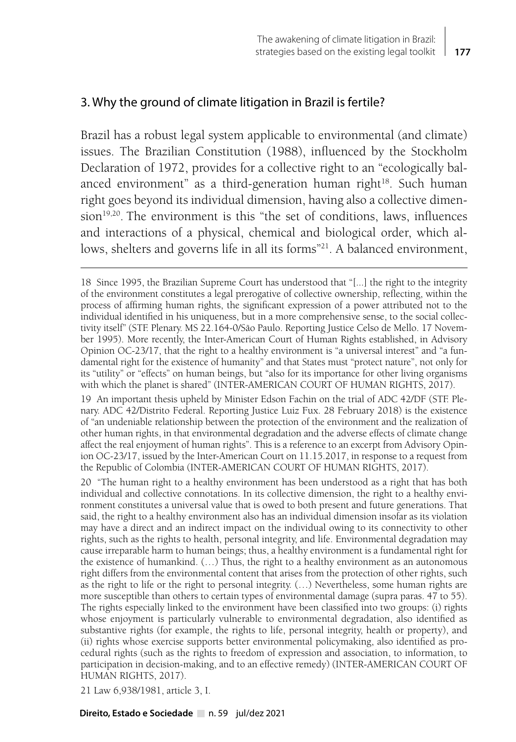## 3. Why the ground of climate litigation in Brazil is fertile?

Brazil has a robust legal system applicable to environmental (and climate) issues. The Brazilian Constitution (1988), influenced by the Stockholm Declaration of 1972, provides for a collective right to an "ecologically balanced environment" as a third-generation human right[18]. Such human right goes beyond its individual dimension, having also a collective dimension[19,20]. The environment is this "the set of conditions, laws, influences and interactions of a physical, chemical and biological order, which allows, shelters and governs life in all its forms"[21]. A balanced environment,

---

18 Since 1995, the Brazilian Supreme Court has understood that "[...] the right to the integrity of the environment constitutes a legal prerogative of collective ownership, reflecting, within the process of affirming human rights, the significant expression of a power attributed not to the individual identified in his uniqueness, but in a more comprehensive sense, to the social collectivity itself" (STF. Plenary. MS 22.164-0/São Paulo. Reporting Justice Celso de Mello. 17 November 1995). More recently, the Inter-American Court of Human Rights established, in Advisory Opinion OC-23/17, that the right to a healthy environment is "a universal interest" and "a fundamental right for the existence of humanity" and that States must "protect nature", not only for its "utility" or "effects" on human beings, but "also for its importance for other living organisms with which the planet is shared" (INTER-AMERICAN COURT OF HUMAN RIGHTS, 2017).

19 An important thesis upheld by Minister Edson Fachin on the trial of ADC 42/DF (STF. Plenary. ADC 42/Distrito Federal. Reporting Justice Luiz Fux. 28 February 2018) is the existence of "an undeniable relationship between the protection of the environment and the realization of other human rights, in that environmental degradation and the adverse effects of climate change affect the real enjoyment of human rights". This is a reference to an excerpt from Advisory Opinion OC-23/17, issued by the Inter-American Court on 11.15.2017, in response to a request from the Republic of Colombia (INTER-AMERICAN COURT OF HUMAN RIGHTS, 2017).

20 "The human right to a healthy environment has been understood as a right that has both individual and collective connotations. In its collective dimension, the right to a healthy environment constitutes a universal value that is owed to both present and future generations. That said, the right to a healthy environment also has an individual dimension insofar as its violation may have a direct and an indirect impact on the individual owing to its connectivity to other rights, such as the rights to health, personal integrity, and life. Environmental degradation may cause irreparable harm to human beings; thus, a healthy environment is a fundamental right for the existence of humankind. (…) Thus, the right to a healthy environment as an autonomous right differs from the environmental content that arises from the protection of other rights, such as the right to life or the right to personal integrity. (…) Nevertheless, some human rights are more susceptible than others to certain types of environmental damage (supra paras. 47 to 55). The rights especially linked to the environment have been classified into two groups: (i) rights whose enjoyment is particularly vulnerable to environmental degradation, also identified as substantive rights (for example, the rights to life, personal integrity, health or property), and (ii) rights whose exercise supports better environmental policymaking, also identified as procedural rights (such as the rights to freedom of expression and association, to information, to participation in decision-making, and to an effective remedy) (INTER-AMERICAN COURT OF HUMAN RIGHTS, 2017).

21 Law 6,938/1981, article 3, I.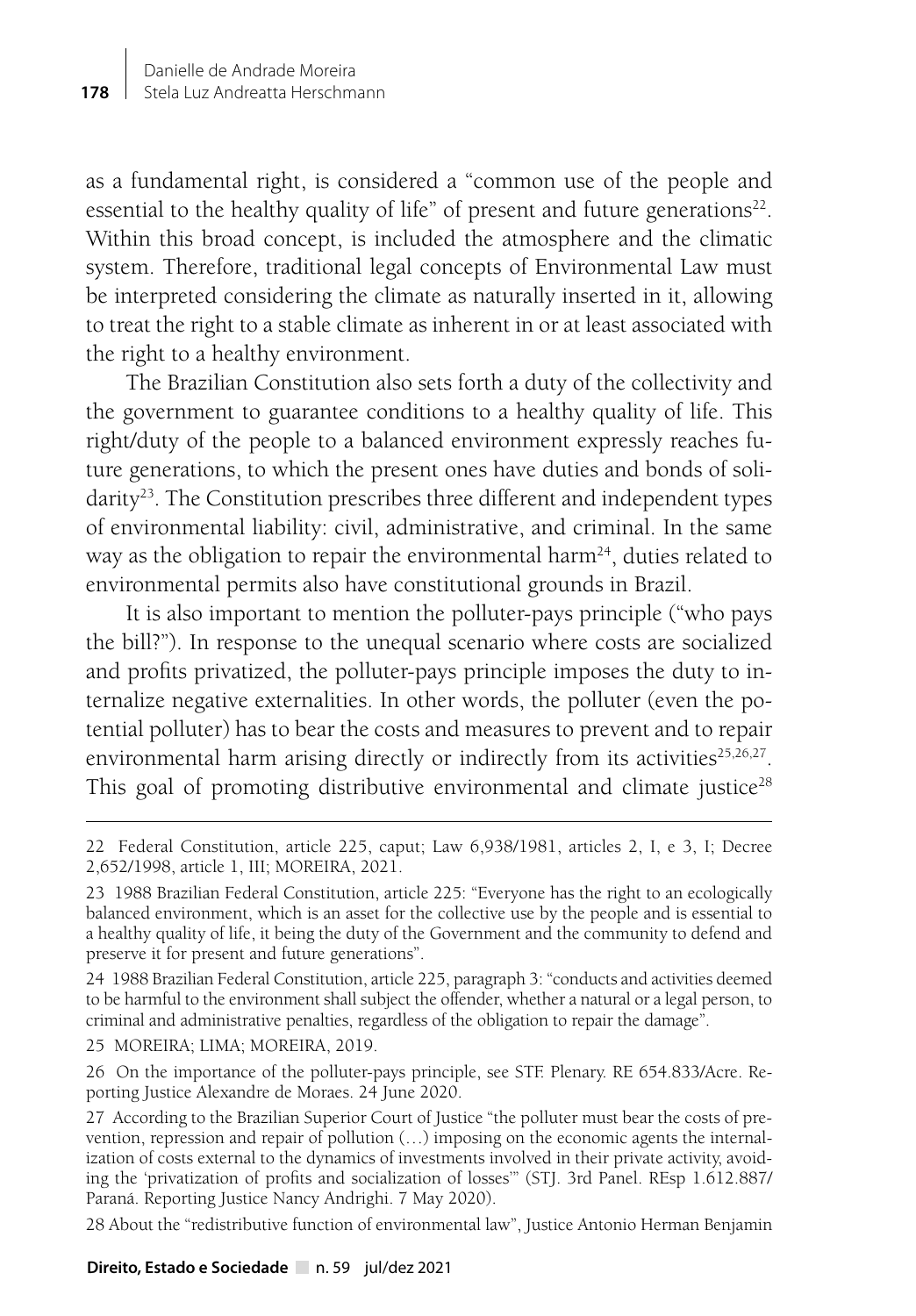as a fundamental right, is considered a "common use of the people and essential to the healthy quality of life" of present and future generations[22]. Within this broad concept, is included the atmosphere and the climatic system. Therefore, traditional legal concepts of Environmental Law must be interpreted considering the climate as naturally inserted in it, allowing to treat the right to a stable climate as inherent in or at least associated with the right to a healthy environment.

The Brazilian Constitution also sets forth a duty of the collectivity and the government to guarantee conditions to a healthy quality of life. This right/duty of the people to a balanced environment expressly reaches future generations, to which the present ones have duties and bonds of solidarity[23]. The Constitution prescribes three different and independent types of environmental liability: civil, administrative, and criminal. In the same way as the obligation to repair the environmental harm[24], duties related to environmental permits also have constitutional grounds in Brazil.

It is also important to mention the polluter-pays principle ("who pays the bill?"). In response to the unequal scenario where costs are socialized and profits privatized, the polluter-pays principle imposes the duty to internalize negative externalities. In other words, the polluter (even the potential polluter) has to bear the costs and measures to prevent and to repair environmental harm arising directly or indirectly from its activities[25,26,27]. This goal of promoting distributive environmental and climate justice[28]

---

22 Federal Constitution, article 225, caput; Law 6,938/1981, articles 2, I, e 3, I; Decree 2,652/1998, article 1, III; MOREIRA, 2021.

23 1988 Brazilian Federal Constitution, article 225: "Everyone has the right to an ecologically balanced environment, which is an asset for the collective use by the people and is essential to a healthy quality of life, it being the duty of the Government and the community to defend and preserve it for present and future generations".

24 1988 Brazilian Federal Constitution, article 225, paragraph 3: "conducts and activities deemed to be harmful to the environment shall subject the offender, whether a natural or a legal person, to criminal and administrative penalties, regardless of the obligation to repair the damage".

25 MOREIRA; LIMA; MOREIRA, 2019.

26 On the importance of the polluter-pays principle, see STF. Plenary. RE 654.833/Acre. Reporting Justice Alexandre de Moraes. 24 June 2020.

27 According to the Brazilian Superior Court of Justice "the polluter must bear the costs of prevention, repression and repair of pollution (…) imposing on the economic agents the internalization of costs external to the dynamics of investments involved in their private activity, avoiding the 'privatization of profits and socialization of losses'" (STJ. 3rd Panel. REsp 1.612.887/Paraná. Reporting Justice Nancy Andrighi. 7 May 2020).

28 About the "redistributive function of environmental law", Justice Antonio Herman Benjamin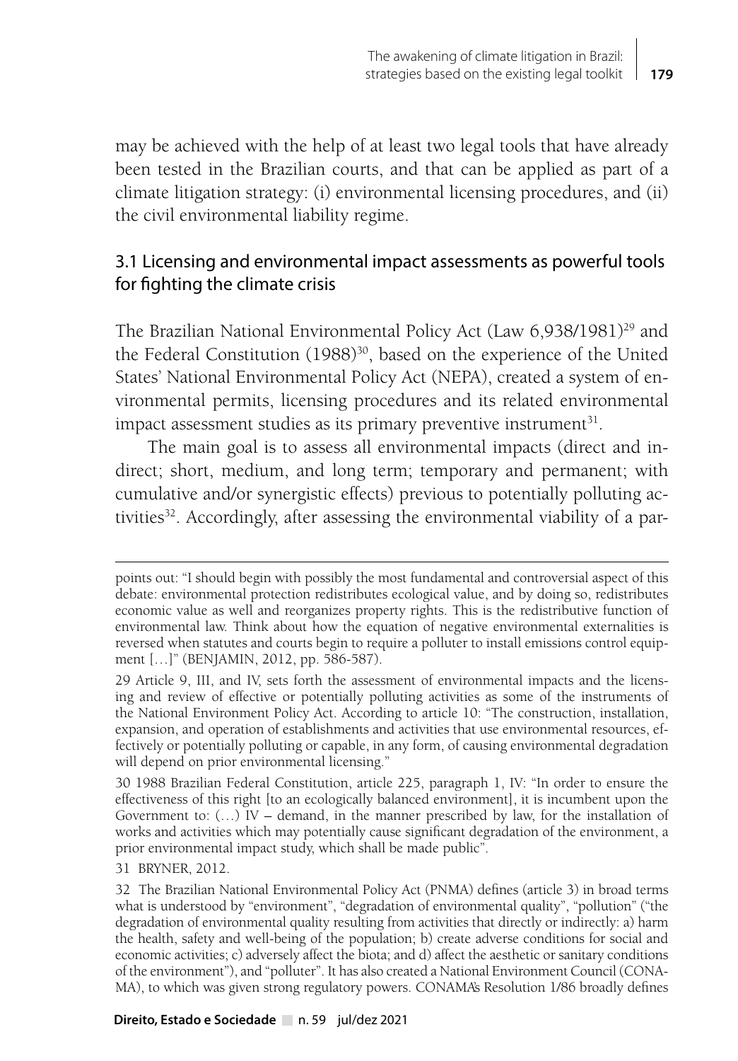may be achieved with the help of at least two legal tools that have already been tested in the Brazilian courts, and that can be applied as part of a climate litigation strategy: (i) environmental licensing procedures, and (ii) the civil environmental liability regime.

### 3.1 Licensing and environmental impact assessments as powerful tools for fighting the climate crisis

The Brazilian National Environmental Policy Act (Law 6,938/1981)[29] and the Federal Constitution (1988)[30], based on the experience of the United States' National Environmental Policy Act (NEPA), created a system of environmental permits, licensing procedures and its related environmental impact assessment studies as its primary preventive instrument[31].

The main goal is to assess all environmental impacts (direct and indirect; short, medium, and long term; temporary and permanent; with cumulative and/or synergistic effects) previous to potentially polluting activities[32]. Accordingly, after assessing the environmental viability of a par-

---

points out: "I should begin with possibly the most fundamental and controversial aspect of this debate: environmental protection redistributes ecological value, and by doing so, redistributes economic value as well and reorganizes property rights. This is the redistributive function of environmental law. Think about how the equation of negative environmental externalities is reversed when statutes and courts begin to require a polluter to install emissions control equipment […]" (BENJAMIN, 2012, pp. 586-587).

29 Article 9, III, and IV, sets forth the assessment of environmental impacts and the licensing and review of effective or potentially polluting activities as some of the instruments of the National Environment Policy Act. According to article 10: "The construction, installation, expansion, and operation of establishments and activities that use environmental resources, effectively or potentially polluting or capable, in any form, of causing environmental degradation will depend on prior environmental licensing."

30 1988 Brazilian Federal Constitution, article 225, paragraph 1, IV: "In order to ensure the effectiveness of this right [to an ecologically balanced environment], it is incumbent upon the Government to: (…) IV – demand, in the manner prescribed by law, for the installation of works and activities which may potentially cause significant degradation of the environment, a prior environmental impact study, which shall be made public".

31 BRYNER, 2012.

32 The Brazilian National Environmental Policy Act (PNMA) defines (article 3) in broad terms what is understood by "environment", "degradation of environmental quality", "pollution" ("the degradation of environmental quality resulting from activities that directly or indirectly: a) harm the health, safety and well-being of the population; b) create adverse conditions for social and economic activities; c) adversely affect the biota; and d) affect the aesthetic or sanitary conditions of the environment"), and "polluter". It has also created a National Environment Council (CONAMA), to which was given strong regulatory powers. CONAMA's Resolution 1/86 broadly defines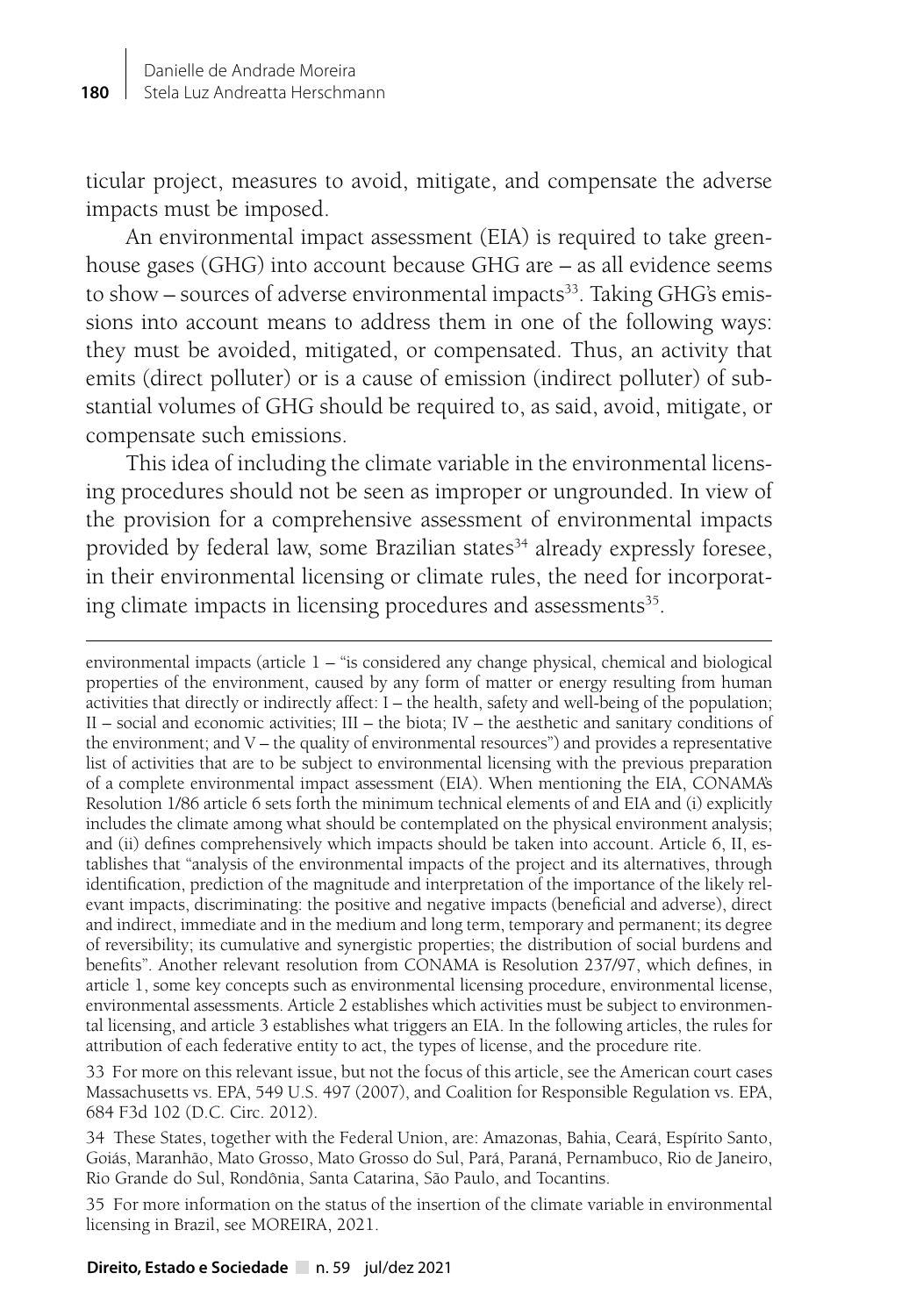ticular project, measures to avoid, mitigate, and compensate the adverse impacts must be imposed.

An environmental impact assessment (EIA) is required to take greenhouse gases (GHG) into account because GHG are – as all evidence seems to show – sources of adverse environmental impacts[33]. Taking GHG's emissions into account means to address them in one of the following ways: they must be avoided, mitigated, or compensated. Thus, an activity that emits (direct polluter) or is a cause of emission (indirect polluter) of substantial volumes of GHG should be required to, as said, avoid, mitigate, or compensate such emissions.

This idea of including the climate variable in the environmental licensing procedures should not be seen as improper or ungrounded. In view of the provision for a comprehensive assessment of environmental impacts provided by federal law, some Brazilian states[34] already expressly foresee, in their environmental licensing or climate rules, the need for incorporating climate impacts in licensing procedures and assessments[35].

---

environmental impacts (article 1 – "is considered any change physical, chemical and biological properties of the environment, caused by any form of matter or energy resulting from human activities that directly or indirectly affect: I – the health, safety and well-being of the population; II – social and economic activities; III – the biota; IV – the aesthetic and sanitary conditions of the environment; and V – the quality of environmental resources") and provides a representative list of activities that are to be subject to environmental licensing with the previous preparation of a complete environmental impact assessment (EIA). When mentioning the EIA, CONAMA's Resolution 1/86 article 6 sets forth the minimum technical elements of and EIA and (i) explicitly includes the climate among what should be contemplated on the physical environment analysis; and (ii) defines comprehensively which impacts should be taken into account. Article 6, II, establishes that "analysis of the environmental impacts of the project and its alternatives, through identification, prediction of the magnitude and interpretation of the importance of the likely relevant impacts, discriminating: the positive and negative impacts (beneficial and adverse), direct and indirect, immediate and in the medium and long term, temporary and permanent; its degree of reversibility; its cumulative and synergistic properties; the distribution of social burdens and benefits". Another relevant resolution from CONAMA is Resolution 237/97, which defines, in article 1, some key concepts such as environmental licensing procedure, environmental license, environmental assessments. Article 2 establishes which activities must be subject to environmental licensing, and article 3 establishes what triggers an EIA. In the following articles, the rules for attribution of each federative entity to act, the types of license, and the procedure rite.

33 For more on this relevant issue, but not the focus of this article, see the American court cases Massachusetts vs. EPA, 549 U.S. 497 (2007), and Coalition for Responsible Regulation vs. EPA, 684 F3d 102 (D.C. Circ. 2012).

34 These States, together with the Federal Union, are: Amazonas, Bahia, Ceará, Espírito Santo, Goiás, Maranhão, Mato Grosso, Mato Grosso do Sul, Pará, Paraná, Pernambuco, Rio de Janeiro, Rio Grande do Sul, Rondônia, Santa Catarina, São Paulo, and Tocantins.

35 For more information on the status of the insertion of the climate variable in environmental licensing in Brazil, see MOREIRA, 2021.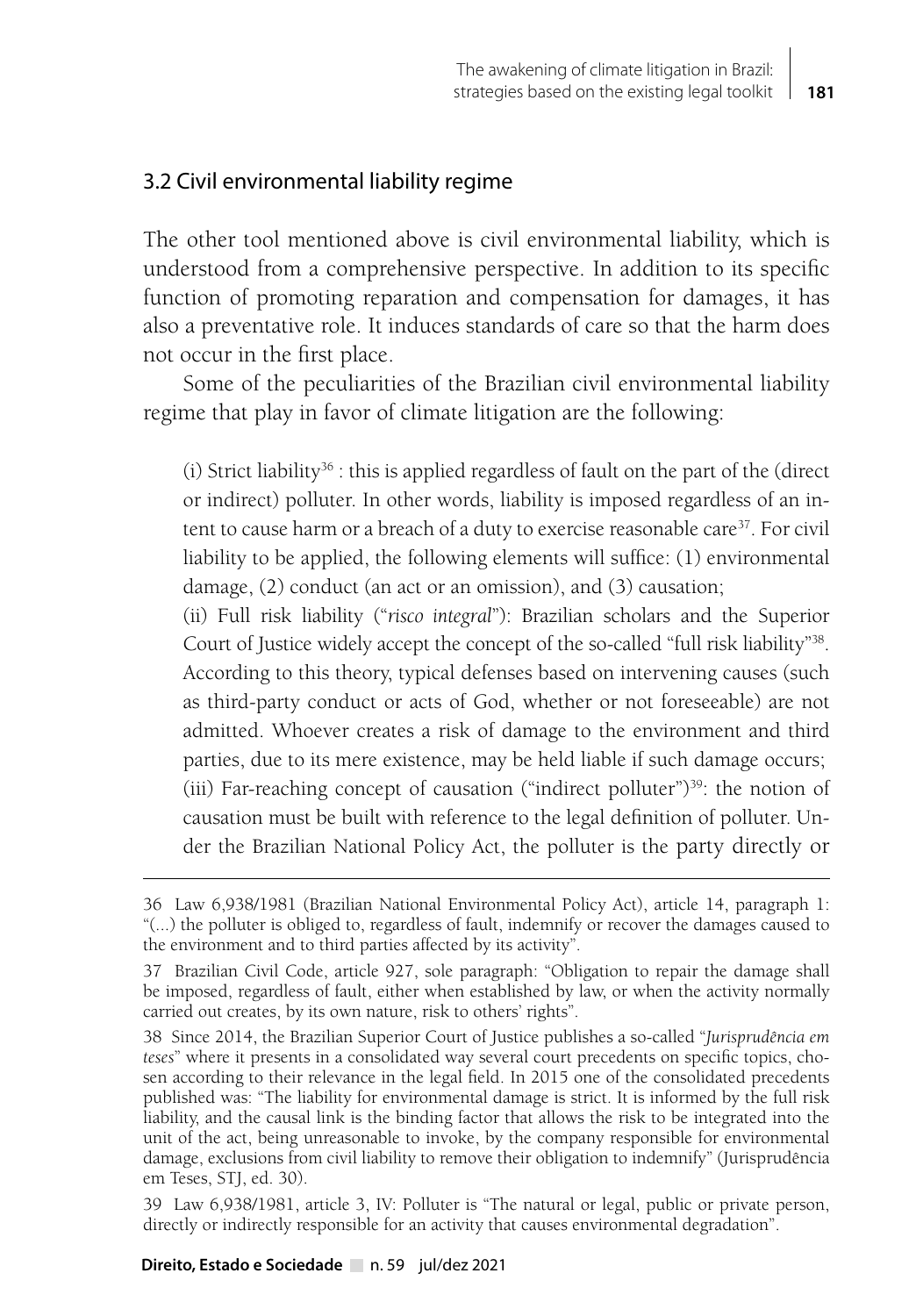## 3.2 Civil environmental liability regime

The other tool mentioned above is civil environmental liability, which is understood from a comprehensive perspective. In addition to its specific function of promoting reparation and compensation for damages, it has also a preventative role. It induces standards of care so that the harm does not occur in the first place.

Some of the peculiarities of the Brazilian civil environmental liability regime that play in favor of climate litigation are the following:

> (i) Strict liability[36] : this is applied regardless of fault on the part of the (direct or indirect) polluter. In other words, liability is imposed regardless of an intent to cause harm or a breach of a duty to exercise reasonable care[37]. For civil liability to be applied, the following elements will suffice: (1) environmental damage, (2) conduct (an act or an omission), and (3) causation;
>
> (ii) Full risk liability ("*risco integral*"): Brazilian scholars and the Superior Court of Justice widely accept the concept of the so-called "full risk liability"[38]. According to this theory, typical defenses based on intervening causes (such as third-party conduct or acts of God, whether or not foreseeable) are not admitted. Whoever creates a risk of damage to the environment and third parties, due to its mere existence, may be held liable if such damage occurs;
>
> (iii) Far-reaching concept of causation ("indirect polluter")[39]: the notion of causation must be built with reference to the legal definition of polluter. Under the Brazilian National Policy Act, the polluter is the party directly or

---

36 Law 6,938/1981 (Brazilian National Environmental Policy Act), article 14, paragraph 1: "(...) the polluter is obliged to, regardless of fault, indemnify or recover the damages caused to the environment and to third parties affected by its activity".

37 Brazilian Civil Code, article 927, sole paragraph: "Obligation to repair the damage shall be imposed, regardless of fault, either when established by law, or when the activity normally carried out creates, by its own nature, risk to others' rights".

38 Since 2014, the Brazilian Superior Court of Justice publishes a so-called "*Jurisprudência em teses*" where it presents in a consolidated way several court precedents on specific topics, chosen according to their relevance in the legal field. In 2015 one of the consolidated precedents published was: "The liability for environmental damage is strict. It is informed by the full risk liability, and the causal link is the binding factor that allows the risk to be integrated into the unit of the act, being unreasonable to invoke, by the company responsible for environmental damage, exclusions from civil liability to remove their obligation to indemnify" (Jurisprudência em Teses, STJ, ed. 30).

39 Law 6,938/1981, article 3, IV: Polluter is "The natural or legal, public or private person, directly or indirectly responsible for an activity that causes environmental degradation".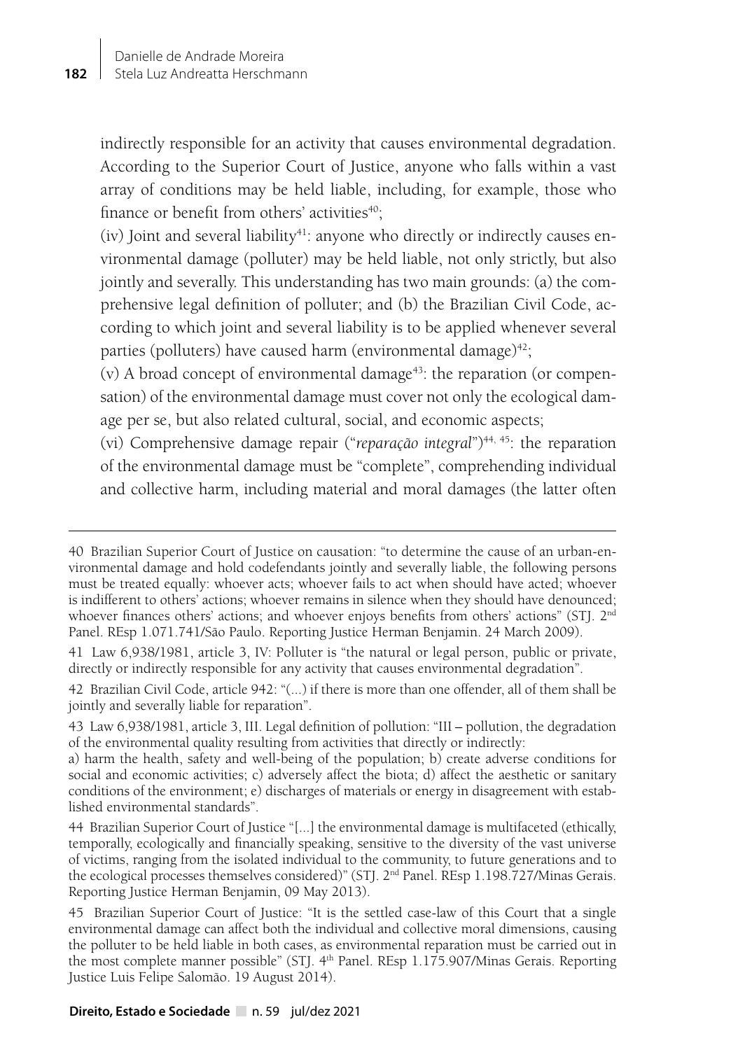indirectly responsible for an activity that causes environmental degradation. According to the Superior Court of Justice, anyone who falls within a vast array of conditions may be held liable, including, for example, those who finance or benefit from others' activities[40];

(iv) Joint and several liability[41]: anyone who directly or indirectly causes environmental damage (polluter) may be held liable, not only strictly, but also jointly and severally. This understanding has two main grounds: (a) the comprehensive legal definition of polluter; and (b) the Brazilian Civil Code, according to which joint and several liability is to be applied whenever several parties (polluters) have caused harm (environmental damage)[42];

(v) A broad concept of environmental damage[43]: the reparation (or compensation) of the environmental damage must cover not only the ecological damage per se, but also related cultural, social, and economic aspects;

(vi) Comprehensive damage repair ("*reparação integral*")[44, 45]: the reparation of the environmental damage must be "complete", comprehending individual and collective harm, including material and moral damages (the latter often

---

40 Brazilian Superior Court of Justice on causation: "to determine the cause of an urban-environmental damage and hold codefendants jointly and severally liable, the following persons must be treated equally: whoever acts; whoever fails to act when should have acted; whoever is indifferent to others' actions; whoever remains in silence when they should have denounced; whoever finances others' actions; and whoever enjoys benefits from others' actions" (STJ. 2nd Panel. REsp 1.071.741/São Paulo. Reporting Justice Herman Benjamin. 24 March 2009).

41 Law 6,938/1981, article 3, IV: Polluter is "the natural or legal person, public or private, directly or indirectly responsible for any activity that causes environmental degradation".

42 Brazilian Civil Code, article 942: "(...) if there is more than one offender, all of them shall be jointly and severally liable for reparation".

43 Law 6,938/1981, article 3, III. Legal definition of pollution: "III – pollution, the degradation of the environmental quality resulting from activities that directly or indirectly:
a) harm the health, safety and well-being of the population; b) create adverse conditions for social and economic activities; c) adversely affect the biota; d) affect the aesthetic or sanitary conditions of the environment; e) discharges of materials or energy in disagreement with established environmental standards".

44 Brazilian Superior Court of Justice "[...] the environmental damage is multifaceted (ethically, temporally, ecologically and financially speaking, sensitive to the diversity of the vast universe of victims, ranging from the isolated individual to the community, to future generations and to the ecological processes themselves considered)" (STJ. 2nd Panel. REsp 1.198.727/Minas Gerais. Reporting Justice Herman Benjamin, 09 May 2013).

45 Brazilian Superior Court of Justice: "It is the settled case-law of this Court that a single environmental damage can affect both the individual and collective moral dimensions, causing the polluter to be held liable in both cases, as environmental reparation must be carried out in the most complete manner possible" (STJ. 4th Panel. REsp 1.175.907/Minas Gerais. Reporting Justice Luis Felipe Salomão. 19 August 2014).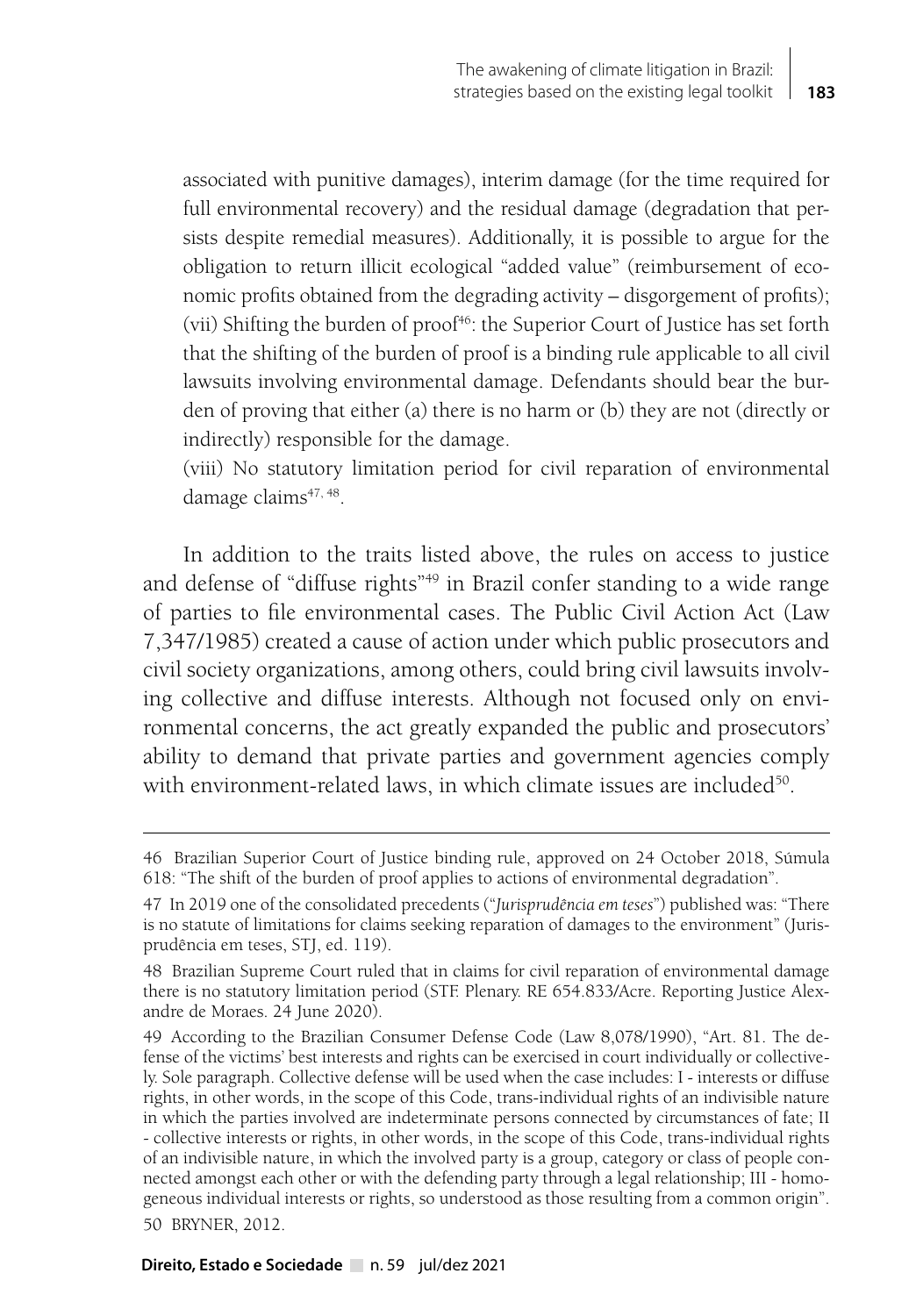associated with punitive damages), interim damage (for the time required for full environmental recovery) and the residual damage (degradation that persists despite remedial measures). Additionally, it is possible to argue for the obligation to return illicit ecological "added value" (reimbursement of economic profits obtained from the degrading activity – disgorgement of profits); (vii) Shifting the burden of proof[46]: the Superior Court of Justice has set forth that the shifting of the burden of proof is a binding rule applicable to all civil lawsuits involving environmental damage. Defendants should bear the burden of proving that either (a) there is no harm or (b) they are not (directly or indirectly) responsible for the damage.

(viii) No statutory limitation period for civil reparation of environmental damage claims[47, 48].

In addition to the traits listed above, the rules on access to justice and defense of "diffuse rights"[49] in Brazil confer standing to a wide range of parties to file environmental cases. The Public Civil Action Act (Law 7,347/1985) created a cause of action under which public prosecutors and civil society organizations, among others, could bring civil lawsuits involving collective and diffuse interests. Although not focused only on environmental concerns, the act greatly expanded the public and prosecutors' ability to demand that private parties and government agencies comply with environment-related laws, in which climate issues are included[50].

---

46 Brazilian Superior Court of Justice binding rule, approved on 24 October 2018, Súmula 618: "The shift of the burden of proof applies to actions of environmental degradation".

47 In 2019 one of the consolidated precedents ("*Jurisprudência em teses*") published was: "There is no statute of limitations for claims seeking reparation of damages to the environment" (Jurisprudência em teses, STJ, ed. 119).

48 Brazilian Supreme Court ruled that in claims for civil reparation of environmental damage there is no statutory limitation period (STF. Plenary. RE 654.833/Acre. Reporting Justice Alexandre de Moraes. 24 June 2020).

49 According to the Brazilian Consumer Defense Code (Law 8,078/1990), "Art. 81. The defense of the victims' best interests and rights can be exercised in court individually or collectively. Sole paragraph. Collective defense will be used when the case includes: I - interests or diffuse rights, in other words, in the scope of this Code, trans-individual rights of an indivisible nature in which the parties involved are indeterminate persons connected by circumstances of fate; II - collective interests or rights, in other words, in the scope of this Code, trans-individual rights of an indivisible nature, in which the involved party is a group, category or class of people connected amongst each other or with the defending party through a legal relationship; III - homogeneous individual interests or rights, so understood as those resulting from a common origin".

50 BRYNER, 2012.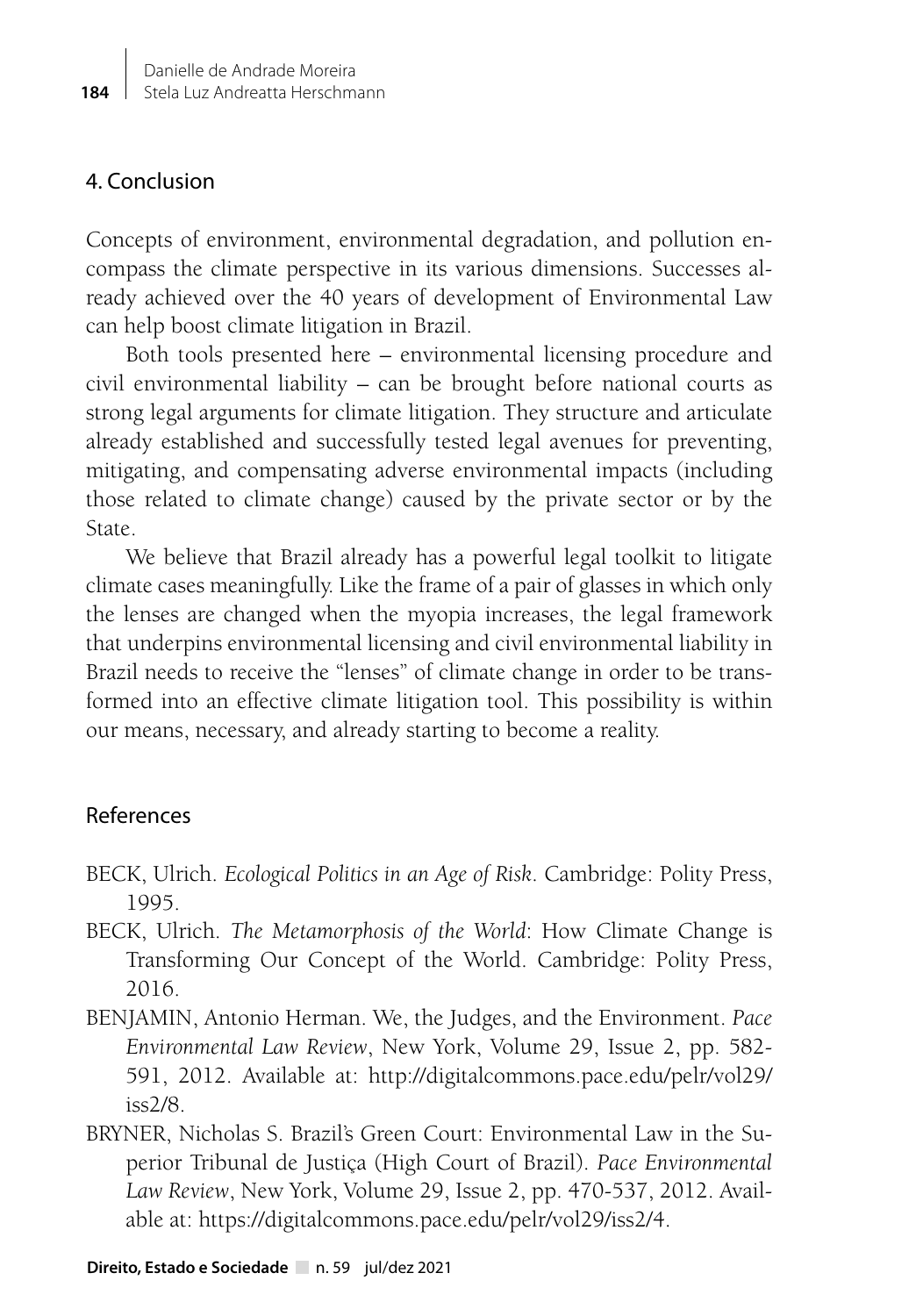## 4. Conclusion

Concepts of environment, environmental degradation, and pollution encompass the climate perspective in its various dimensions. Successes already achieved over the 40 years of development of Environmental Law can help boost climate litigation in Brazil.

Both tools presented here – environmental licensing procedure and civil environmental liability – can be brought before national courts as strong legal arguments for climate litigation. They structure and articulate already established and successfully tested legal avenues for preventing, mitigating, and compensating adverse environmental impacts (including those related to climate change) caused by the private sector or by the State.

We believe that Brazil already has a powerful legal toolkit to litigate climate cases meaningfully. Like the frame of a pair of glasses in which only the lenses are changed when the myopia increases, the legal framework that underpins environmental licensing and civil environmental liability in Brazil needs to receive the "lenses" of climate change in order to be transformed into an effective climate litigation tool. This possibility is within our means, necessary, and already starting to become a reality.

## References

BECK, Ulrich. *Ecological Politics in an Age of Risk*. Cambridge: Polity Press, 1995.

BECK, Ulrich. *The Metamorphosis of the World*: How Climate Change is Transforming Our Concept of the World. Cambridge: Polity Press, 2016.

BENJAMIN, Antonio Herman. We, the Judges, and the Environment. *Pace Environmental Law Review*, New York, Volume 29, Issue 2, pp. 582-591, 2012. Available at: http://digitalcommons.pace.edu/pelr/vol29/iss2/8.

BRYNER, Nicholas S. Brazil's Green Court: Environmental Law in the Superior Tribunal de Justiça (High Court of Brazil). *Pace Environmental Law Review*, New York, Volume 29, Issue 2, pp. 470-537, 2012. Available at: https://digitalcommons.pace.edu/pelr/vol29/iss2/4.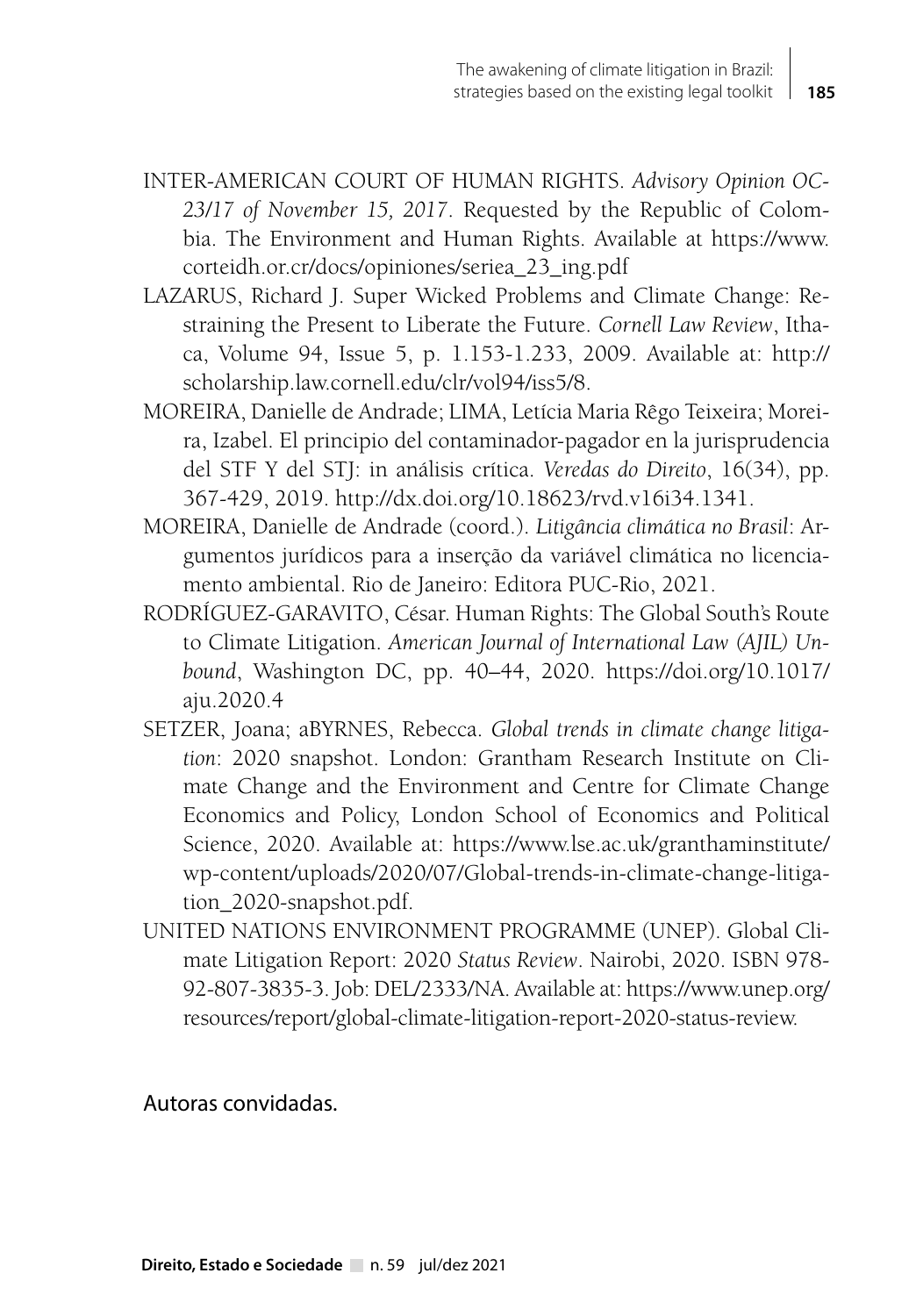INTER-AMERICAN COURT OF HUMAN RIGHTS. *Advisory Opinion OC-23/17 of November 15, 2017*. Requested by the Republic of Colombia. The Environment and Human Rights. Available at https://www.corteidh.or.cr/docs/opiniones/seriea_23_ing.pdf

LAZARUS, Richard J. Super Wicked Problems and Climate Change: Restraining the Present to Liberate the Future. *Cornell Law Review*, Ithaca, Volume 94, Issue 5, p. 1.153-1.233, 2009. Available at: http://scholarship.law.cornell.edu/clr/vol94/iss5/8.

MOREIRA, Danielle de Andrade; LIMA, Letícia Maria Rêgo Teixeira; Moreira, Izabel. El principio del contaminador-pagador en la jurisprudencia del STF Y del STJ: in análisis crítica. *Veredas do Direito*, 16(34), pp. 367-429, 2019. http://dx.doi.org/10.18623/rvd.v16i34.1341.

MOREIRA, Danielle de Andrade (coord.). *Litigância climática no Brasil*: Argumentos jurídicos para a inserção da variável climática no licenciamento ambiental. Rio de Janeiro: Editora PUC-Rio, 2021.

RODRÍGUEZ-GARAVITO, César. Human Rights: The Global South's Route to Climate Litigation. *American Journal of International Law (AJIL) Unbound*, Washington DC, pp. 40–44, 2020. https://doi.org/10.1017/aju.2020.4

SETZER, Joana; aBYRNES, Rebecca. *Global trends in climate change litigation*: 2020 snapshot. London: Grantham Research Institute on Climate Change and the Environment and Centre for Climate Change Economics and Policy, London School of Economics and Political Science, 2020. Available at: https://www.lse.ac.uk/granthaminstitute/wp-content/uploads/2020/07/Global-trends-in-climate-change-litigation_2020-snapshot.pdf.

UNITED NATIONS ENVIRONMENT PROGRAMME (UNEP). Global Climate Litigation Report: 2020 *Status Review*. Nairobi, 2020. ISBN 978-92-807-3835-3. Job: DEL/2333/NA. Available at: https://www.unep.org/resources/report/global-climate-litigation-report-2020-status-review.

Autoras convidadas.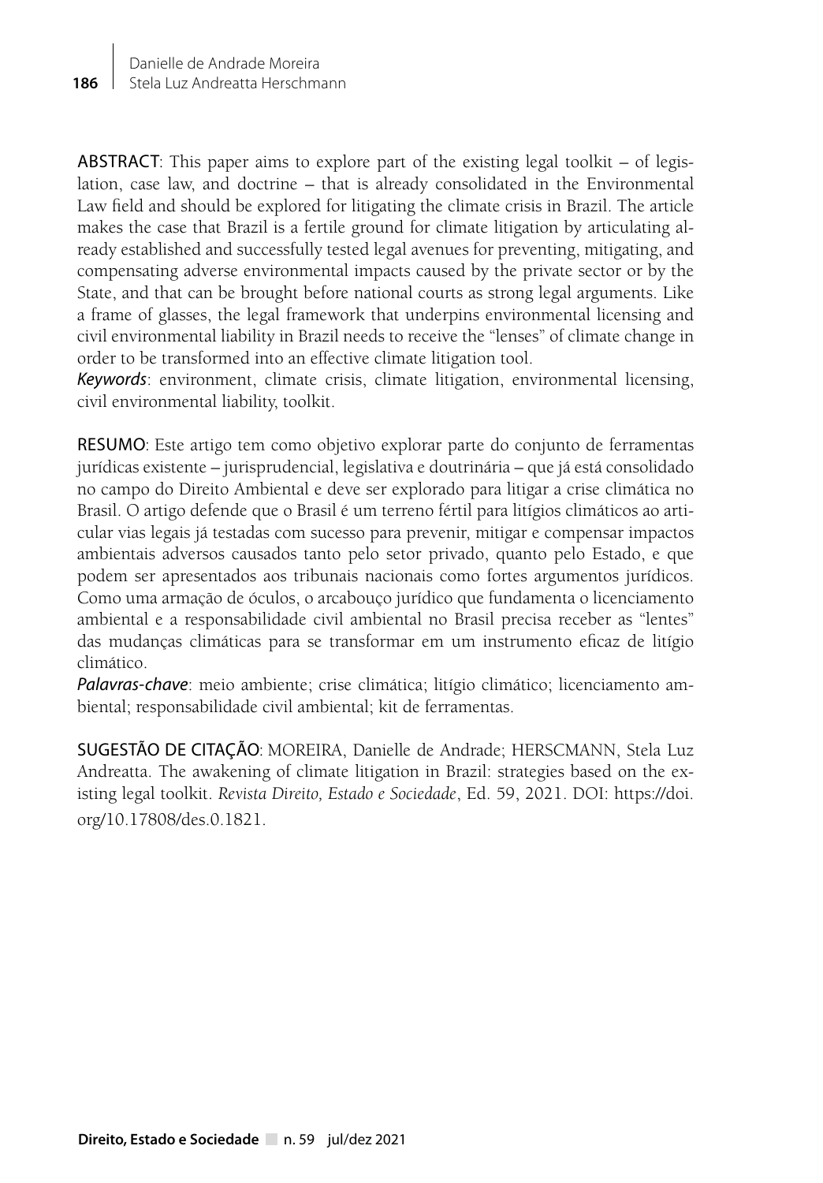**ABSTRACT**: This paper aims to explore part of the existing legal toolkit – of legislation, case law, and doctrine – that is already consolidated in the Environmental Law field and should be explored for litigating the climate crisis in Brazil. The article makes the case that Brazil is a fertile ground for climate litigation by articulating already established and successfully tested legal avenues for preventing, mitigating, and compensating adverse environmental impacts caused by the private sector or by the State, and that can be brought before national courts as strong legal arguments. Like a frame of glasses, the legal framework that underpins environmental licensing and civil environmental liability in Brazil needs to receive the "lenses" of climate change in order to be transformed into an effective climate litigation tool.

***Keywords***: environment, climate crisis, climate litigation, environmental licensing, civil environmental liability, toolkit.

**RESUMO**: Este artigo tem como objetivo explorar parte do conjunto de ferramentas jurídicas existente – jurisprudencial, legislativa e doutrinária – que já está consolidado no campo do Direito Ambiental e deve ser explorado para litigar a crise climática no Brasil. O artigo defende que o Brasil é um terreno fértil para litígios climáticos ao articular vias legais já testadas com sucesso para prevenir, mitigar e compensar impactos ambientais adversos causados tanto pelo setor privado, quanto pelo Estado, e que podem ser apresentados aos tribunais nacionais como fortes argumentos jurídicos. Como uma armação de óculos, o arcabouço jurídico que fundamenta o licenciamento ambiental e a responsabilidade civil ambiental no Brasil precisa receber as "lentes" das mudanças climáticas para se transformar em um instrumento eficaz de litígio climático.

***Palavras-chave***: meio ambiente; crise climática; litígio climático; licenciamento ambiental; responsabilidade civil ambiental; kit de ferramentas.

**SUGESTÃO DE CITAÇÃO**: MOREIRA, Danielle de Andrade; HERSCMANN, Stela Luz Andreatta. The awakening of climate litigation in Brazil: strategies based on the existing legal toolkit. *Revista Direito, Estado e Sociedade*, Ed. 59, 2021. DOI: https://doi.org/10.17808/des.0.1821.